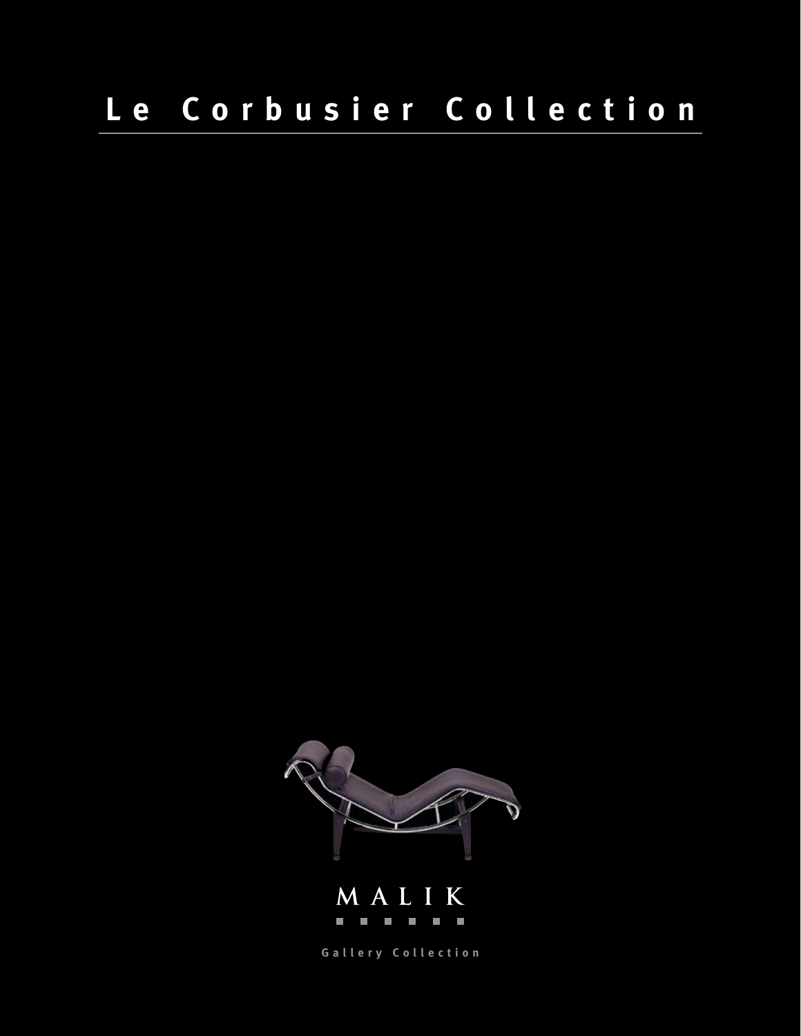# Le Corbusier Collection

MALIK

Gallery Collection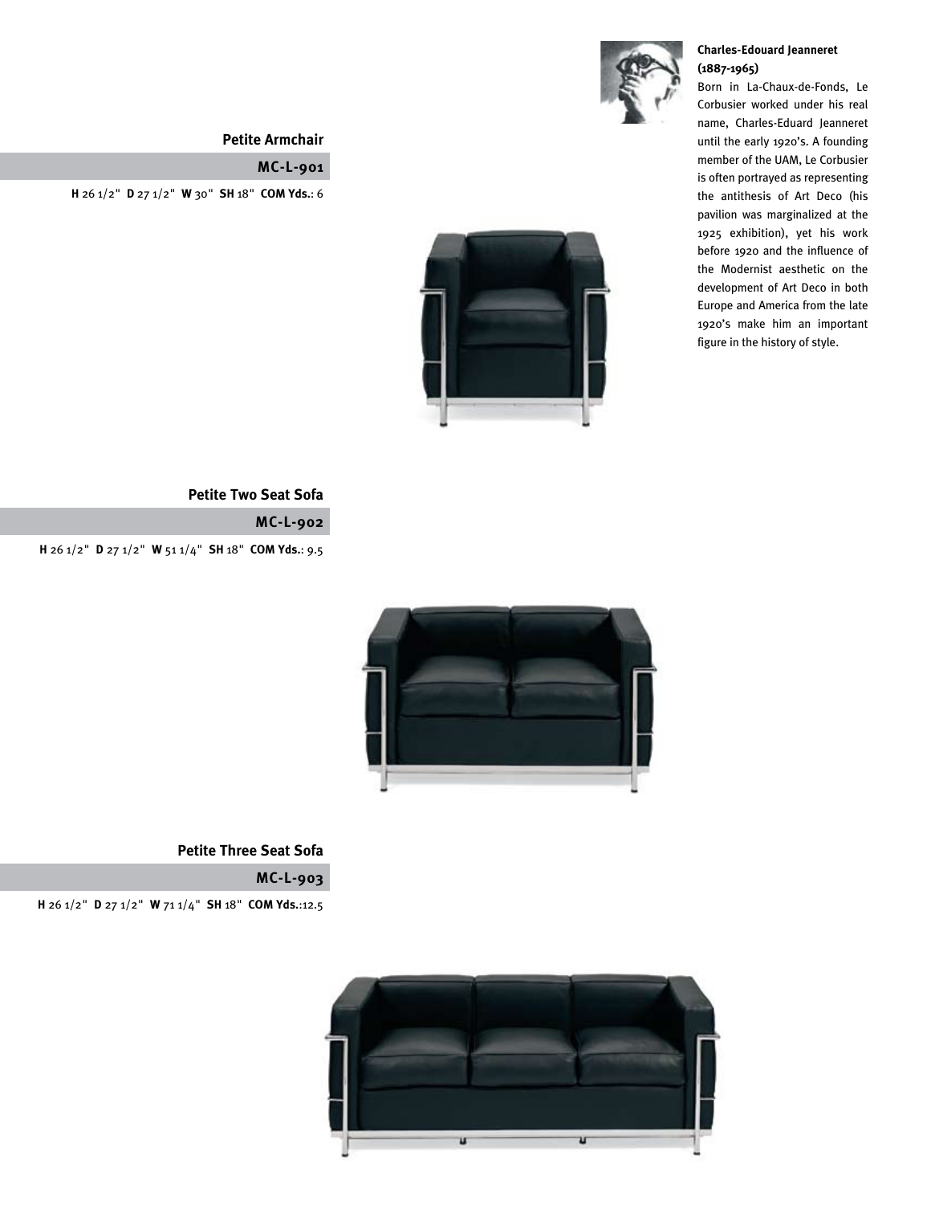**Charles-Edouard Jeanneret (1887-1965)**

Born in La-Chaux-de-Fonds, Le Corbusier worked under his real name, Charles-Eduard Jeanneret until the early 1920's. A founding member of the UAM, Le Corbusier is often portrayed as representing the antithesis of Art Deco (his pavilion was marginalized at the 1925 exhibition), yet his work before 1920 and the influence of the Modernist aesthetic on the development of Art Deco in both Europe and America from the late 1920's make him an important figure in the history of style.

## Petite Armchair

### MC-L-901

**H** 26 1/2" **D** 27 1/2" **W** 30" **SH** 18" **COM Yds.**: 6

## Petite Two Seat Sofa

### MC-L-902

**H** 26 1/2" **D** 27 1/2" **W** 51 1/4" **SH** 18" **COM Yds.**: 9.5

## Petite Three Seat Sofa

### MC-L-903

**H** 26 1/2" **D** 27 1/2" **W** 71 1/4" **SH** 18" **COM Yds.**:12.5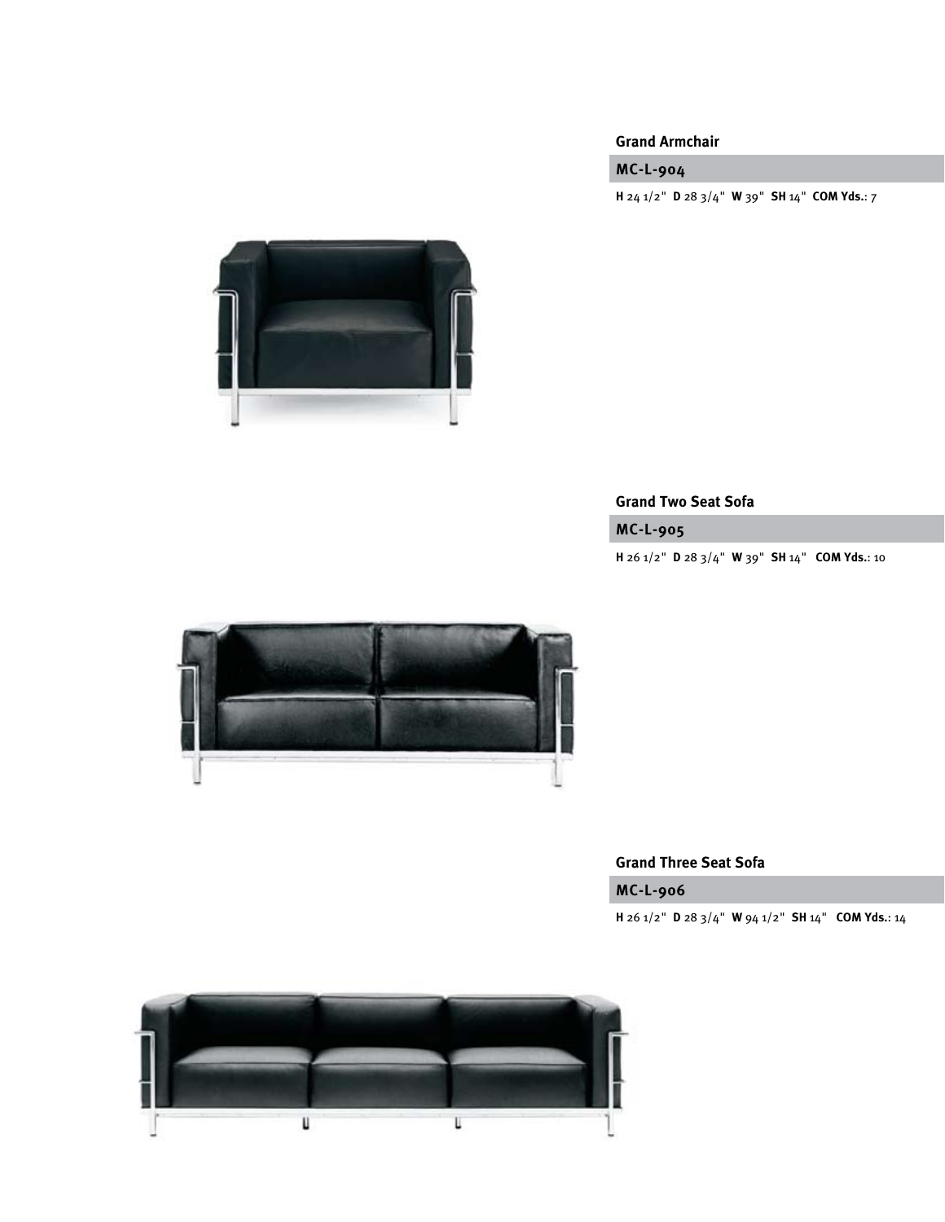### Grand Armchair

**MC-L-904**

**H** 24 1/2" **D** 28 3/4" **W** 39" **SH** 14" **COM Yds.**: 7

### Grand Two Seat Sofa

**MC-L-905**

**H** 26 1/2" **D** 28 3/4" **W** 39" **SH** 14" **COM Yds.**: 10

### Grand Three Seat Sofa

**MC-L-906**

**H** 26 1/2" **D** 28 3/4" **W** 94 1/2" **SH** 14" **COM Yds.**: 14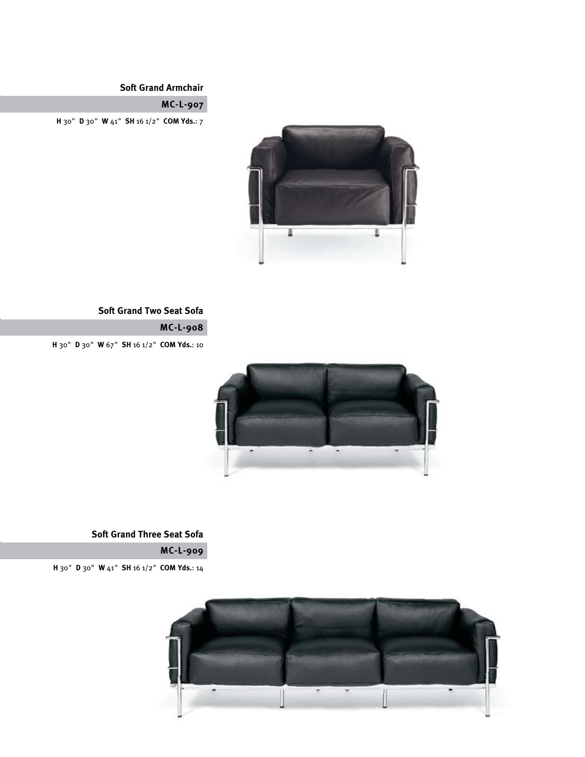## Soft Grand Armchair

**MC-L-907**

**H** 30" **D** 30" **W** 41" **SH** 16 1/2" **COM Yds.**: 7

## Soft Grand Two Seat Sofa

**MC-L-908**

**H** 30" **D** 30" **W** 67" **SH** 16 1/2" **COM Yds.**: 10

## Soft Grand Three Seat Sofa

**MC-L-909**

**H** 30" **D** 30" **W** 41" **SH** 16 1/2" **COM Yds.**: 14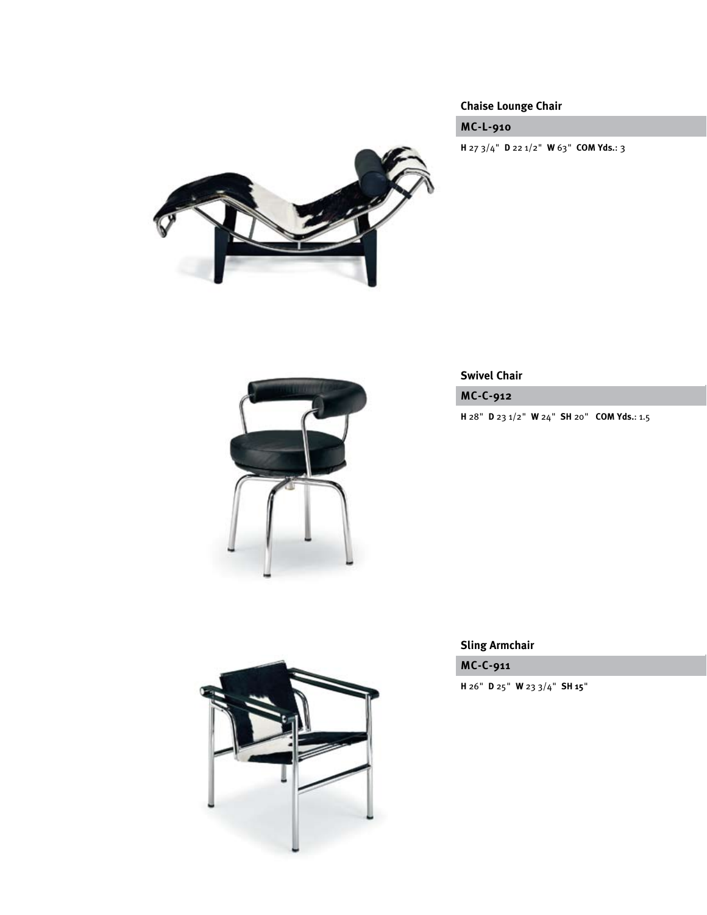### Chaise Lounge Chair

**MC-L-910**

**H** 27 3/4" **D** 22 1/2" **W** 63" **COM Yds.**: 3

### Swivel Chair

**MC-C-912**

**H** 28" **D** 23 1/2" **W** 24" **SH** 20" **COM Yds.**: 1.5

### Sling Armchair

**MC-C-911**

**H** 26" **D** 25" **W** 23 3/4" **SH** 15"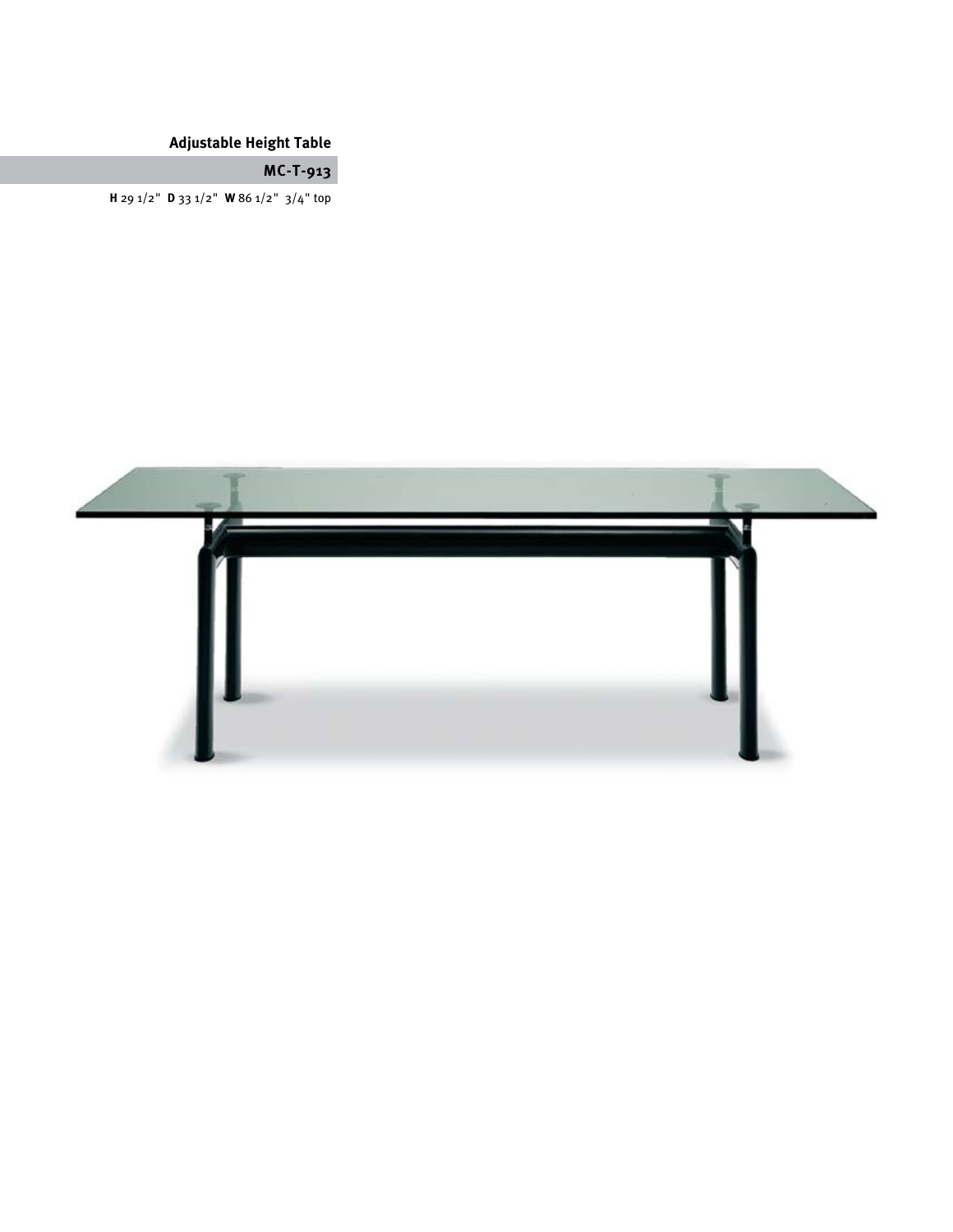**Adjustable Height Table**

**MC-T-913**

**H** 29 1/2" **D** 33 1/2" **W** 86 1/2" 3/4" top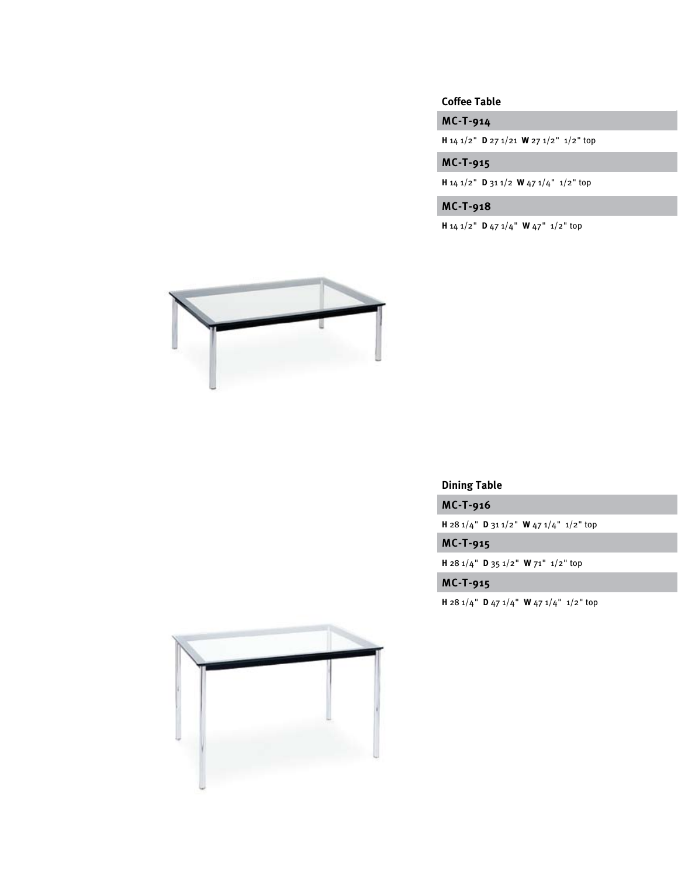### Coffee Table

#### MC-T-914

**H** 14 1/2"  **D** 27 1/21  **W** 27 1/2"  1/2" top

#### MC-T-915

**H** 14 1/2"  **D** 31 1/2  **W** 47 1/4"  1/2" top

#### MC-T-918

**H** 14 1/2"  **D** 47 1/4"  **W** 47"  1/2" top

### Dining Table

#### MC-T-916

**H** 28 1/4"  **D** 31 1/2"  **W** 47 1/4"  1/2" top

#### MC-T-915

**H** 28 1/4"  **D** 35 1/2"  **W** 71"  1/2" top

#### MC-T-915

**H** 28 1/4"  **D** 47 1/4"  **W** 47 1/4"  1/2" top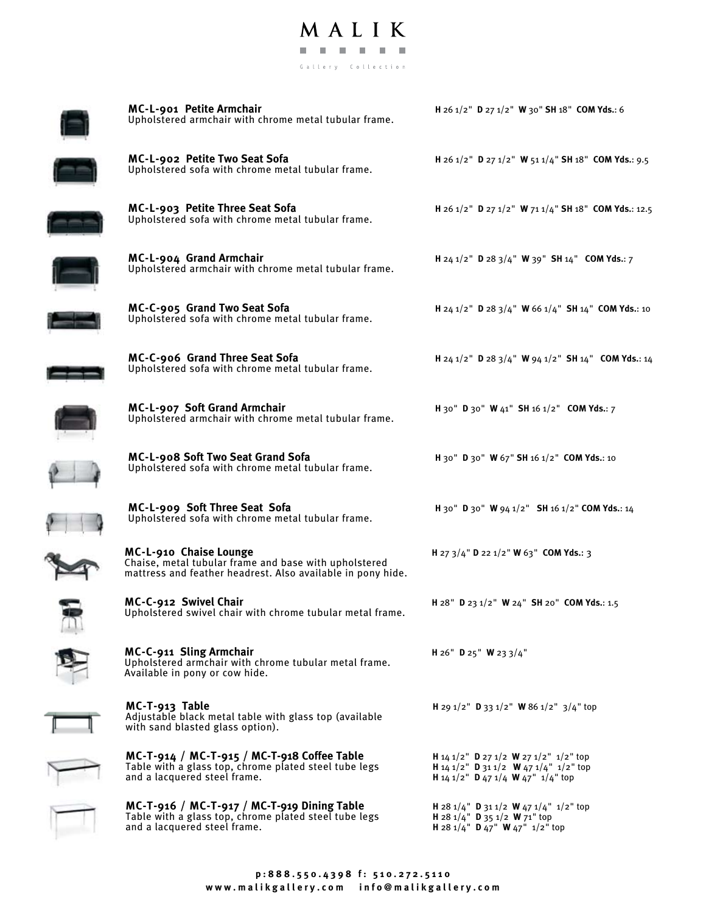# MALIK

Gallery Collection

**MC-L-901 Petite Armchair**
Upholstered armchair with chrome metal tubular frame.
**H** 26 1/2" **D** 27 1/2" **W** 30" **SH** 18" **COM Yds.**: 6

**MC-L-902 Petite Two Seat Sofa**
Upholstered sofa with chrome metal tubular frame.
**H** 26 1/2" **D** 27 1/2" **W** 51 1/4" **SH** 18" **COM Yds.**: 9.5

**MC-L-903 Petite Three Seat Sofa**
Upholstered sofa with chrome metal tubular frame.
**H** 26 1/2" **D** 27 1/2" **W** 71 1/4" **SH** 18" **COM Yds.**: 12.5

**MC-L-904 Grand Armchair**
Upholstered armchair with chrome metal tubular frame.
**H** 24 1/2" **D** 28 3/4" **W** 39" **SH** 14" **COM Yds.**: 7

**MC-C-905 Grand Two Seat Sofa**
Upholstered sofa with chrome metal tubular frame.
**H** 24 1/2" **D** 28 3/4" **W** 66 1/4" **SH** 14" **COM Yds.**: 10

**MC-C-906 Grand Three Seat Sofa**
Upholstered sofa with chrome metal tubular frame.
**H** 24 1/2" **D** 28 3/4" **W** 94 1/2" **SH** 14" **COM Yds.**: 14

**MC-L-907 Soft Grand Armchair**
Upholstered armchair with chrome metal tubular frame.
**H** 30" **D** 30" **W** 41" **SH** 16 1/2" **COM Yds.**: 7

**MC-L-908 Soft Two Seat Grand Sofa**
Upholstered sofa with chrome metal tubular frame.
**H** 30" **D** 30" **W** 67" **SH** 16 1/2" **COM Yds.**: 10

**MC-L-909 Soft Three Seat Sofa**
Upholstered sofa with chrome metal tubular frame.
**H** 30" **D** 30" **W** 94 1/2" **SH** 16 1/2" **COM Yds.**: 14

**MC-L-910 Chaise Lounge**
Chaise, metal tubular frame and base with upholstered mattress and feather headrest. Also available in pony hide.
**H** 27 3/4" **D** 22 1/2" **W** 63" **COM Yds.**: 3

**MC-C-912 Swivel Chair**
Upholstered swivel chair with chrome tubular metal frame.
**H** 28" **D** 23 1/2" **W** 24" **SH** 20" **COM Yds.**: 1.5

**MC-C-911 Sling Armchair**
Upholstered armchair with chrome tubular metal frame. Available in pony or cow hide.
**H** 26" **D** 25" **W** 23 3/4"

**MC-T-913 Table**
Adjustable black metal table with glass top (available with sand blasted glass option).
**H** 29 1/2" **D** 33 1/2" **W** 86 1/2" 3/4" top

**MC-T-914 / MC-T-915 / MC-T-918 Coffee Table**
Table with a glass top, chrome plated steel tube legs and a lacquered steel frame.
**H** 14 1/2" **D** 27 1/2 **W** 27 1/2" 1/2" top
**H** 14 1/2" **D** 31 1/2 **W** 47 1/4" 1/2" top
**H** 14 1/2" **D** 47 1/4 **W** 47" 1/4" top

**MC-T-916 / MC-T-917 / MC-T-919 Dining Table**
Table with a glass top, chrome plated steel tube legs and a lacquered steel frame.
**H** 28 1/4" **D** 31 1/2 **W** 47 1/4" 1/2" top
**H** 28 1/4" **D** 35 1/2 **W** 71" top
**H** 28 1/4" **D** 47" **W** 47" 1/2" top

**p:888.550.4398 f: 510.272.5110**
**www.malikgallery.com info@malikgallery.com**